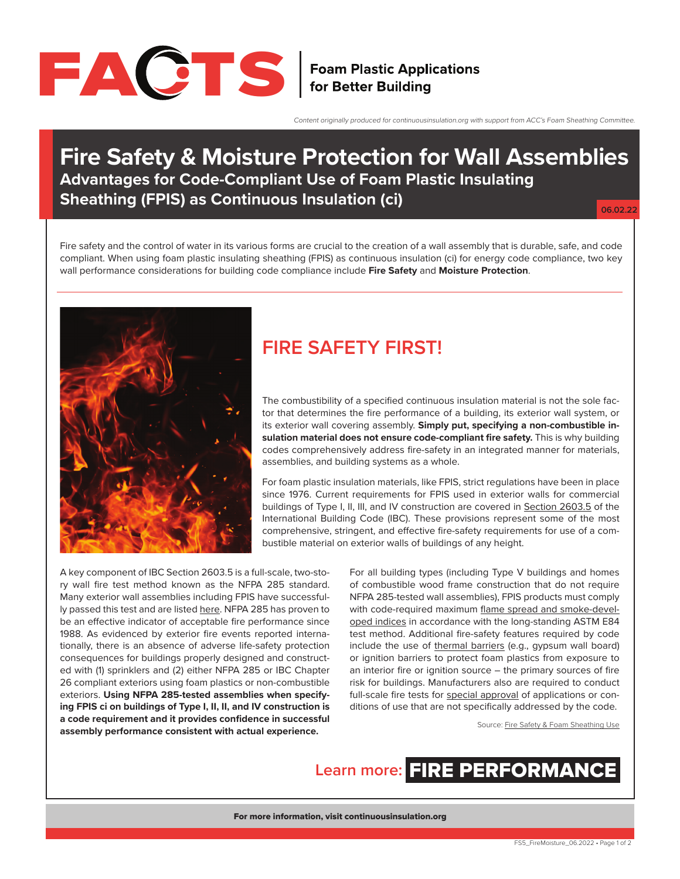# FACTS | Foam Plastic Applications for Better Building

*Content originally produced for continuousinsulation.org with support from ACC's Foam Sheathing Committee.*

## Fire Safety & Moisture Protection for Wall Assemblies

### Advantages for Code-Compliant Use of Foam Plastic Insulating Sheathing (FPIS) as Continuous Insulation (ci)

06.02.22

Fire safety and the control of water in its various forms are crucial to the creation of a wall assembly that is durable, safe, and code compliant. When using foam plastic insulating sheathing (FPIS) as continuous insulation (ci) for energy code compliance, two key wall performance considerations for building code compliance include **Fire Safety** and **Moisture Protection**.

## FIRE SAFETY FIRST!

The combustibility of a specified continuous insulation material is not the sole factor that determines the fire performance of a building, its exterior wall system, or its exterior wall covering assembly. **Simply put, specifying a non-combustible insulation material does not ensure code-compliant fire safety.** This is why building codes comprehensively address fire-safety in an integrated manner for materials, assemblies, and building systems as a whole.

For foam plastic insulation materials, like FPIS, strict regulations have been in place since 1976. Current requirements for FPIS used in exterior walls for commercial buildings of Type I, II, III, and IV construction are covered in Section 2603.5 of the International Building Code (IBC). These provisions represent some of the most comprehensive, stringent, and effective fire-safety requirements for use of a combustible material on exterior walls of buildings of any height.

A key component of IBC Section 2603.5 is a full-scale, two-story wall fire test method known as the NFPA 285 standard. Many exterior wall assemblies including FPIS have successfully passed this test and are listed here. NFPA 285 has proven to be an effective indicator of acceptable fire performance since 1988. As evidenced by exterior fire events reported internationally, there is an absence of adverse life-safety protection consequences for buildings properly designed and constructed with (1) sprinklers and (2) either NFPA 285 or IBC Chapter 26 compliant exteriors using foam plastics or non-combustible exteriors. **Using NFPA 285-tested assemblies when specifying FPIS ci on buildings of Type I, II, II, and IV construction is a code requirement and it provides confidence in successful assembly performance consistent with actual experience.**

For all building types (including Type V buildings and homes of combustible wood frame construction that do not require NFPA 285-tested wall assemblies), FPIS products must comply with code-required maximum flame spread and smoke-developed indices in accordance with the long-standing ASTM E84 test method. Additional fire-safety features required by code include the use of thermal barriers (e.g., gypsum wall board) or ignition barriers to protect foam plastics from exposure to an interior fire or ignition source – the primary sources of fire risk for buildings. Manufacturers also are required to conduct full-scale fire tests for special approval of applications or conditions of use that are not specifically addressed by the code.

Source: Fire Safety & Foam Sheathing Use

Learn more: **FIRE PERFORMANCE**

**For more information, visit continuousinsulation.org**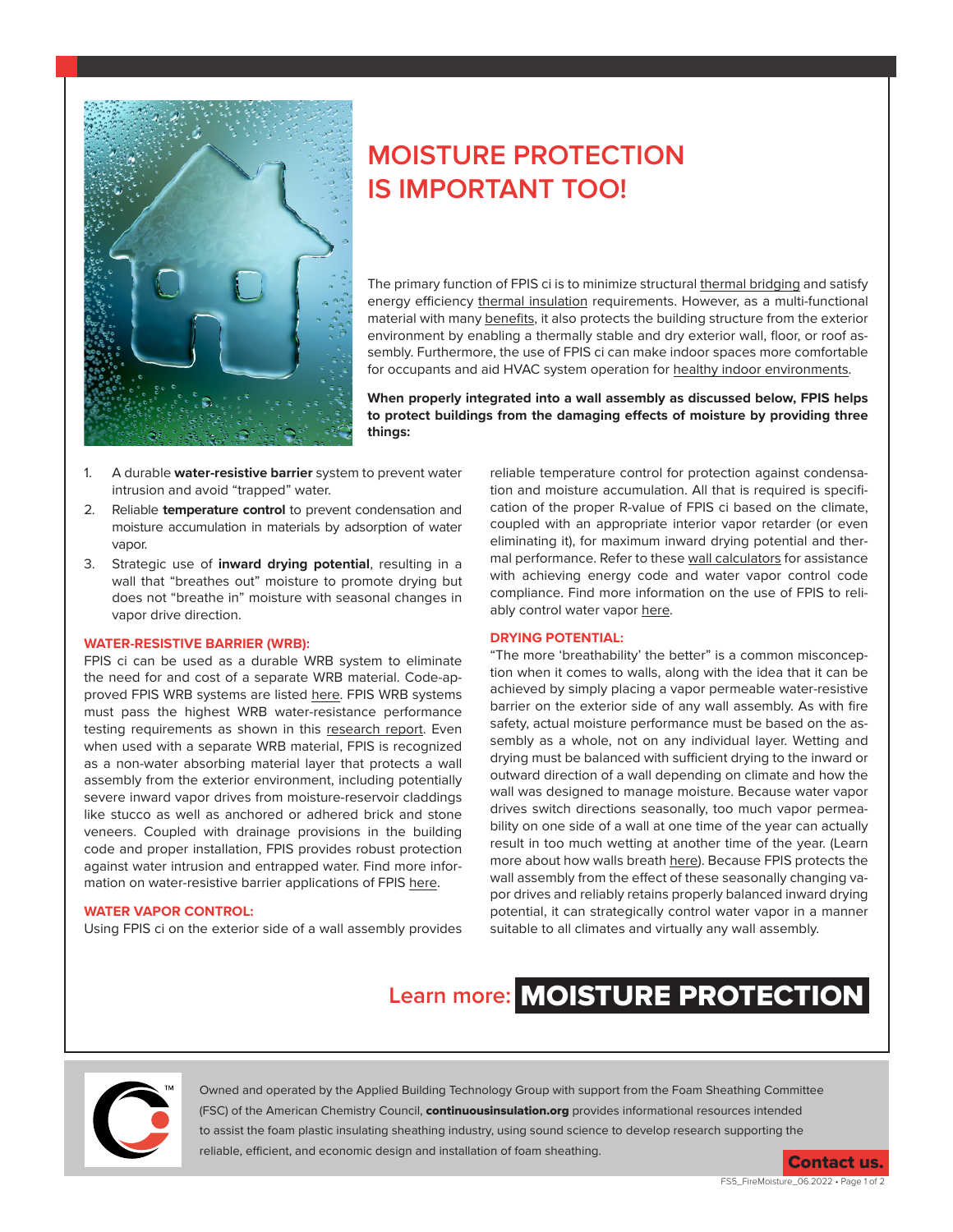# MOISTURE PROTECTION IS IMPORTANT TOO!

The primary function of FPIS ci is to minimize structural thermal bridging and satisfy energy efficiency thermal insulation requirements. However, as a multi-functional material with many benefits, it also protects the building structure from the exterior environment by enabling a thermally stable and dry exterior wall, floor, or roof assembly. Furthermore, the use of FPIS ci can make indoor spaces more comfortable for occupants and aid HVAC system operation for healthy indoor environments.

**When properly integrated into a wall assembly as discussed below, FPIS helps to protect buildings from the damaging effects of moisture by providing three things:**

1. A durable **water-resistive barrier** system to prevent water intrusion and avoid "trapped" water.
2. Reliable **temperature control** to prevent condensation and moisture accumulation in materials by adsorption of water vapor.
3. Strategic use of **inward drying potential**, resulting in a wall that "breathes out" moisture to promote drying but does not "breathe in" moisture with seasonal changes in vapor drive direction.

### WATER-RESISTIVE BARRIER (WRB):

FPIS ci can be used as a durable WRB system to eliminate the need for and cost of a separate WRB material. Code-approved FPIS WRB systems are listed here. FPIS WRB systems must pass the highest WRB water-resistance performance testing requirements as shown in this research report. Even when used with a separate WRB material, FPIS is recognized as a non-water absorbing material layer that protects a wall assembly from the exterior environment, including potentially severe inward vapor drives from moisture-reservoir claddings like stucco as well as anchored or adhered brick and stone veneers. Coupled with drainage provisions in the building code and proper installation, FPIS provides robust protection against water intrusion and entrapped water. Find more information on water-resistive barrier applications of FPIS here.

### WATER VAPOR CONTROL:

Using FPIS ci on the exterior side of a wall assembly provides reliable temperature control for protection against condensation and moisture accumulation. All that is required is specification of the proper R-value of FPIS ci based on the climate, coupled with an appropriate interior vapor retarder (or even eliminating it), for maximum inward drying potential and thermal performance. Refer to these wall calculators for assistance with achieving energy code and water vapor control code compliance. Find more information on the use of FPIS to reliably control water vapor here.

### DRYING POTENTIAL:

"The more 'breathability' the better" is a common misconception when it comes to walls, along with the idea that it can be achieved by simply placing a vapor permeable water-resistive barrier on the exterior side of any wall assembly. As with fire safety, actual moisture performance must be based on the assembly as a whole, not on any individual layer. Wetting and drying must be balanced with sufficient drying to the inward or outward direction of a wall depending on climate and how the wall was designed to manage moisture. Because water vapor drives switch directions seasonally, too much vapor permeability on one side of a wall at one time of the year can actually result in too much wetting at another time of the year. (Learn more about how walls breath here). Because FPIS protects the wall assembly from the effect of these seasonally changing vapor drives and reliably retains properly balanced inward drying potential, it can strategically control water vapor in a manner suitable to all climates and virtually any wall assembly.

Learn more: **MOISTURE PROTECTION**

Owned and operated by the Applied Building Technology Group with support from the Foam Sheathing Committee (FSC) of the American Chemistry Council, **continuousinsulation.org** provides informational resources intended to assist the foam plastic insulating sheathing industry, using sound science to develop research supporting the reliable, efficient, and economic design and installation of foam sheathing.

**Contact us.**